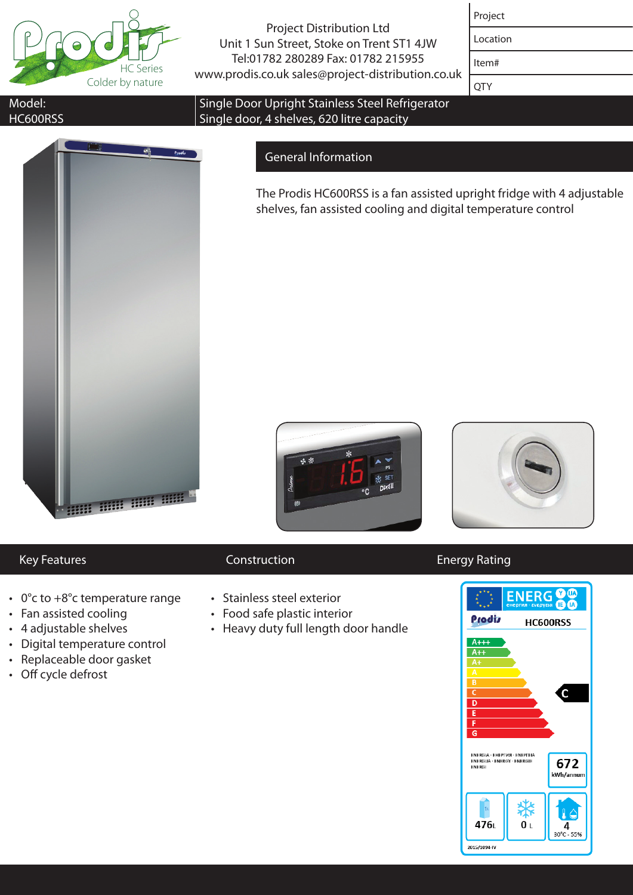Project Distribution Ltd
Unit 1 Sun Street, Stoke on Trent ST1 4JW
Tel:01782 280289 Fax: 01782 215955
www.prodis.co.uk sales@project-distribution.co.uk

| Project |
| --- |
| Location |
| Item# |
| QTY |

**Model:** HC600RSS

**Single Door Upright Stainless Steel Refrigerator**
Single door, 4 shelves, 620 litre capacity

## General Information

The Prodis HC600RSS is a fan assisted upright fridge with 4 adjustable shelves, fan assisted cooling and digital temperature control

## Key Features

- 0°c to +8°c temperature range
- Fan assisted cooling
- 4 adjustable shelves
- Digital temperature control
- Replaceable door gasket
- Off cycle defrost

## Construction

- Stainless steel exterior
- Food safe plastic interior
- Heavy duty full length door handle

## Energy Rating

Prodis HC600RSS

Energy class: C

672 kWh/annum

476 L

0 L

4 — 30°C - 55%

2015/1094-IV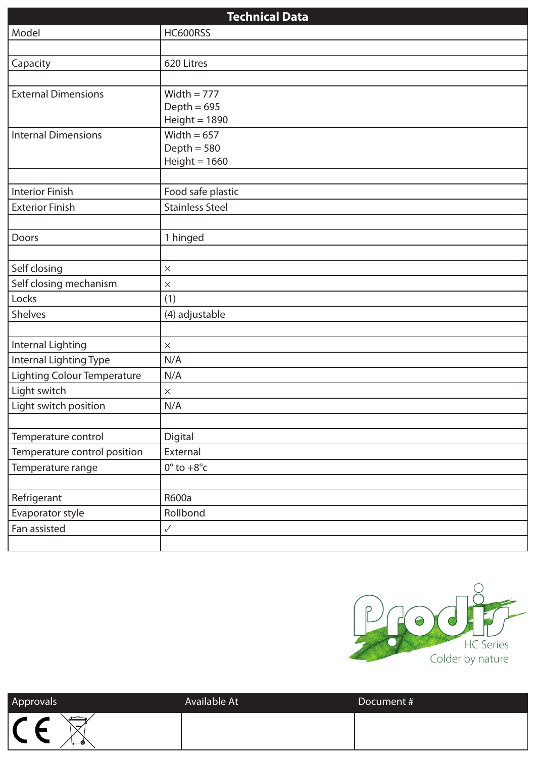| Technical Data | |
|---|---|
| Model | HC600RSS |
| | |
| Capacity | 620 Litres |
| | |
| External Dimensions | Width = 777<br>Depth = 695<br>Height = 1890 |
| Internal Dimensions | Width = 657<br>Depth = 580<br>Height = 1660 |
| | |
| Interior Finish | Food safe plastic |
| Exterior Finish | Stainless Steel |
| | |
| Doors | 1 hinged |
| | |
| Self closing | × |
| Self closing mechanism | × |
| Locks | (1) |
| Shelves | (4) adjustable |
| | |
| Internal Lighting | × |
| Internal Lighting Type | N/A |
| Lighting Colour Temperature | N/A |
| Light switch | × |
| Light switch position | N/A |
| | |
| Temperature control | Digital |
| Temperature control position | External |
| Temperature range | 0° to +8°c |
| | |
| Refrigerant | R600a |
| Evaporator style | Rollbond |
| Fan assisted | ✓ |
| | |

Prodis
HC Series
Colder by nature

| Approvals | Available At | Document # |
|---|---|---|
| CE | | |